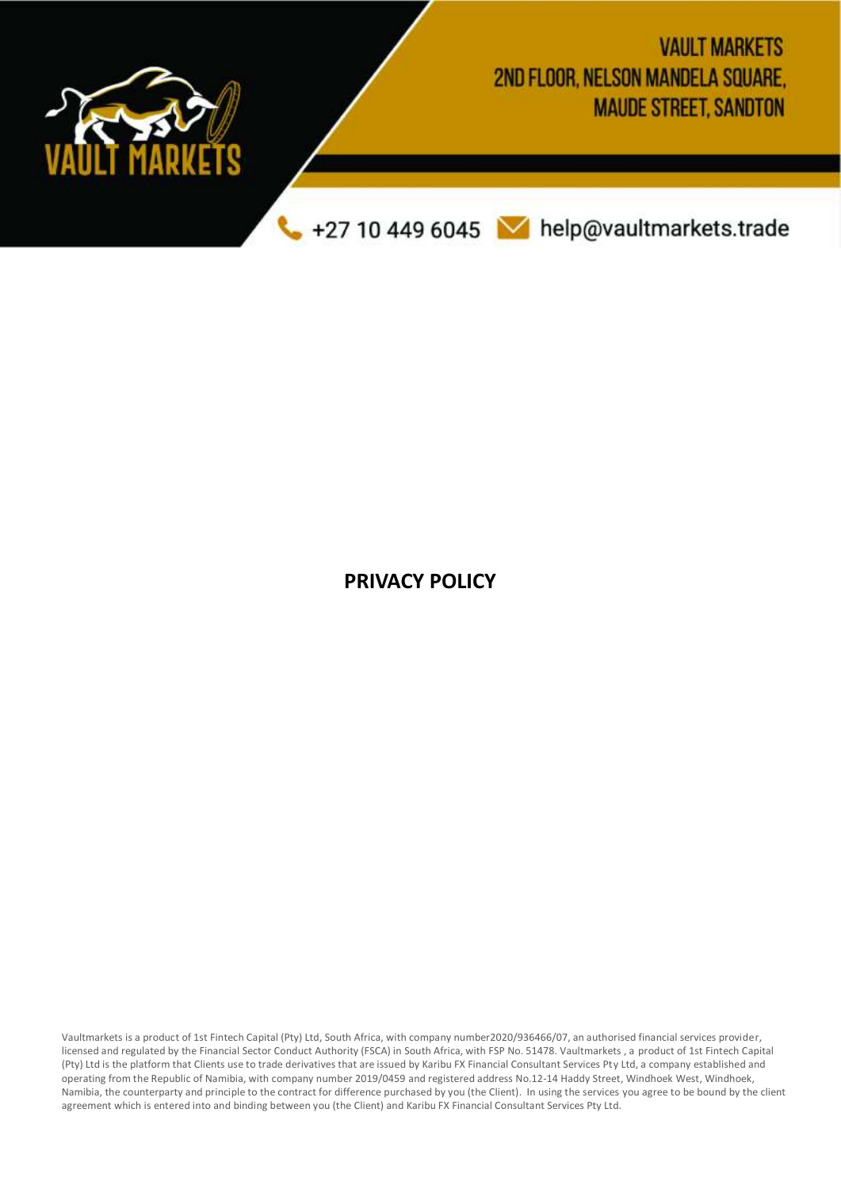VAULT MARKETS
2ND FLOOR, NELSON MANDELA SQUARE,
MAUDE STREET, SANDTON

+27 10 449 6045 help@vaultmarkets.trade

# PRIVACY POLICY

Vaultmarkets is a product of 1st Fintech Capital (Pty) Ltd, South Africa, with company number2020/936466/07, an authorised financial services provider, licensed and regulated by the Financial Sector Conduct Authority (FSCA) in South Africa, with FSP No. 51478. Vaultmarkets , a product of 1st Fintech Capital (Pty) Ltd is the platform that Clients use to trade derivatives that are issued by Karibu FX Financial Consultant Services Pty Ltd, a company established and operating from the Republic of Namibia, with company number 2019/0459 and registered address No.12-14 Haddy Street, Windhoek West, Windhoek, Namibia, the counterparty and principle to the contract for difference purchased by you (the Client). In using the services you agree to be bound by the client agreement which is entered into and binding between you (the Client) and Karibu FX Financial Consultant Services Pty Ltd.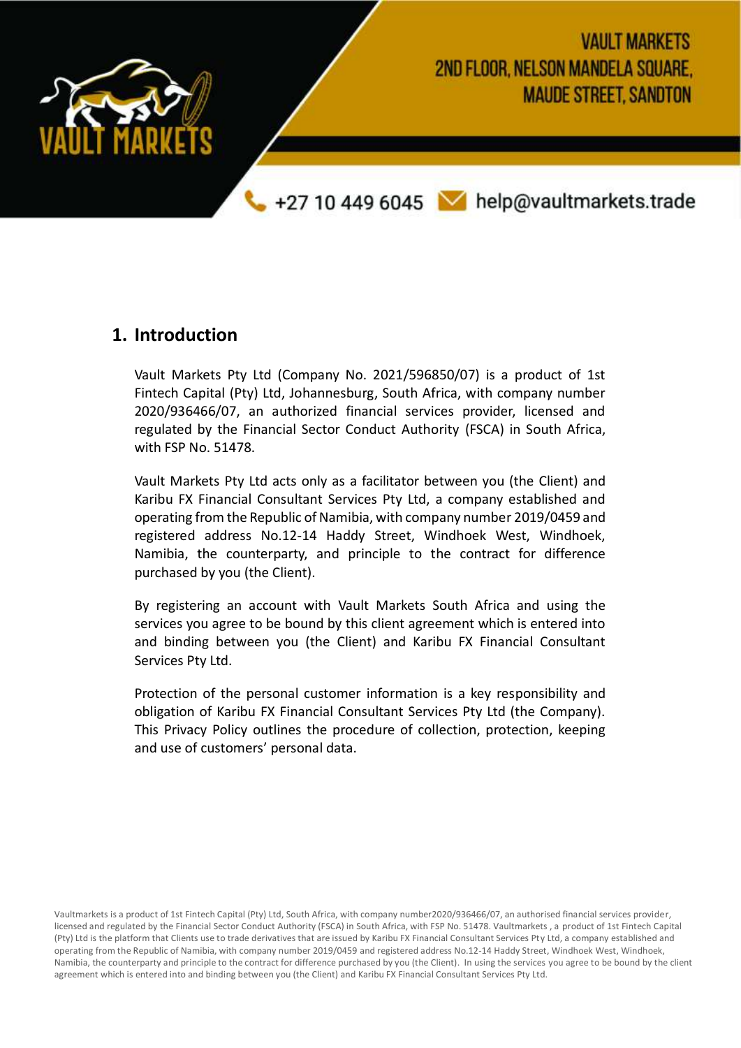## 1. Introduction

Vault Markets Pty Ltd (Company No. 2021/596850/07) is a product of 1st Fintech Capital (Pty) Ltd, Johannesburg, South Africa, with company number 2020/936466/07, an authorized financial services provider, licensed and regulated by the Financial Sector Conduct Authority (FSCA) in South Africa, with FSP No. 51478.

Vault Markets Pty Ltd acts only as a facilitator between you (the Client) and Karibu FX Financial Consultant Services Pty Ltd, a company established and operating from the Republic of Namibia, with company number 2019/0459 and registered address No.12-14 Haddy Street, Windhoek West, Windhoek, Namibia, the counterparty, and principle to the contract for difference purchased by you (the Client).

By registering an account with Vault Markets South Africa and using the services you agree to be bound by this client agreement which is entered into and binding between you (the Client) and Karibu FX Financial Consultant Services Pty Ltd.

Protection of the personal customer information is a key responsibility and obligation of Karibu FX Financial Consultant Services Pty Ltd (the Company). This Privacy Policy outlines the procedure of collection, protection, keeping and use of customers' personal data.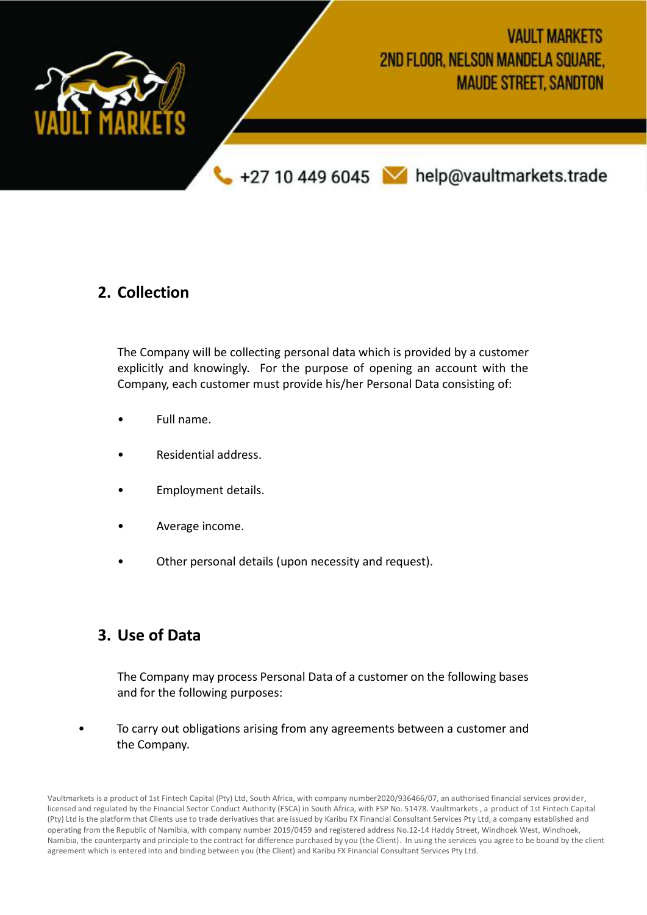## 2. Collection

The Company will be collecting personal data which is provided by a customer explicitly and knowingly. For the purpose of opening an account with the Company, each customer must provide his/her Personal Data consisting of:

- Full name.
- Residential address.
- Employment details.
- Average income.
- Other personal details (upon necessity and request).

## 3. Use of Data

The Company may process Personal Data of a customer on the following bases and for the following purposes:

- To carry out obligations arising from any agreements between a customer and the Company.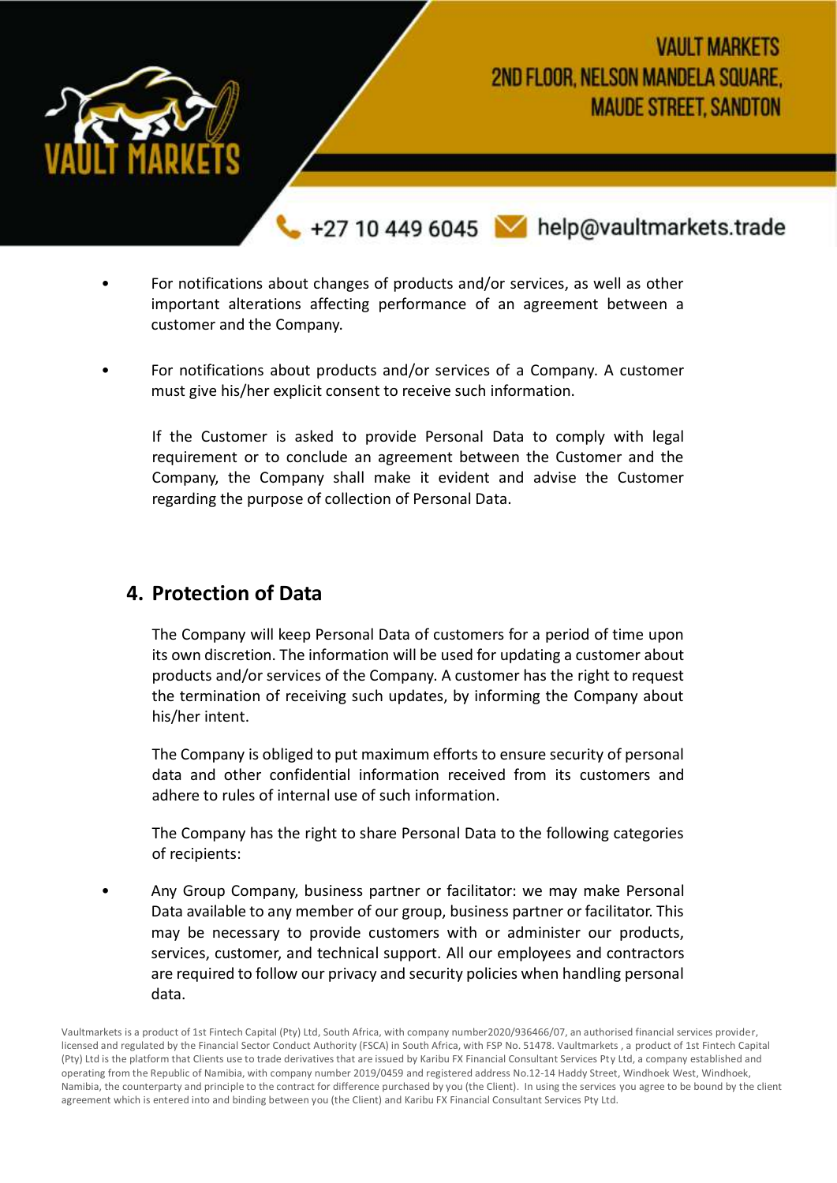- For notifications about changes of products and/or services, as well as other important alterations affecting performance of an agreement between a customer and the Company.

- For notifications about products and/or services of a Company. A customer must give his/her explicit consent to receive such information.

  If the Customer is asked to provide Personal Data to comply with legal requirement or to conclude an agreement between the Customer and the Company, the Company shall make it evident and advise the Customer regarding the purpose of collection of Personal Data.

## 4. Protection of Data

The Company will keep Personal Data of customers for a period of time upon its own discretion. The information will be used for updating a customer about products and/or services of the Company. A customer has the right to request the termination of receiving such updates, by informing the Company about his/her intent.

The Company is obliged to put maximum efforts to ensure security of personal data and other confidential information received from its customers and adhere to rules of internal use of such information.

The Company has the right to share Personal Data to the following categories of recipients:

- Any Group Company, business partner or facilitator: we may make Personal Data available to any member of our group, business partner or facilitator. This may be necessary to provide customers with or administer our products, services, customer, and technical support. All our employees and contractors are required to follow our privacy and security policies when handling personal data.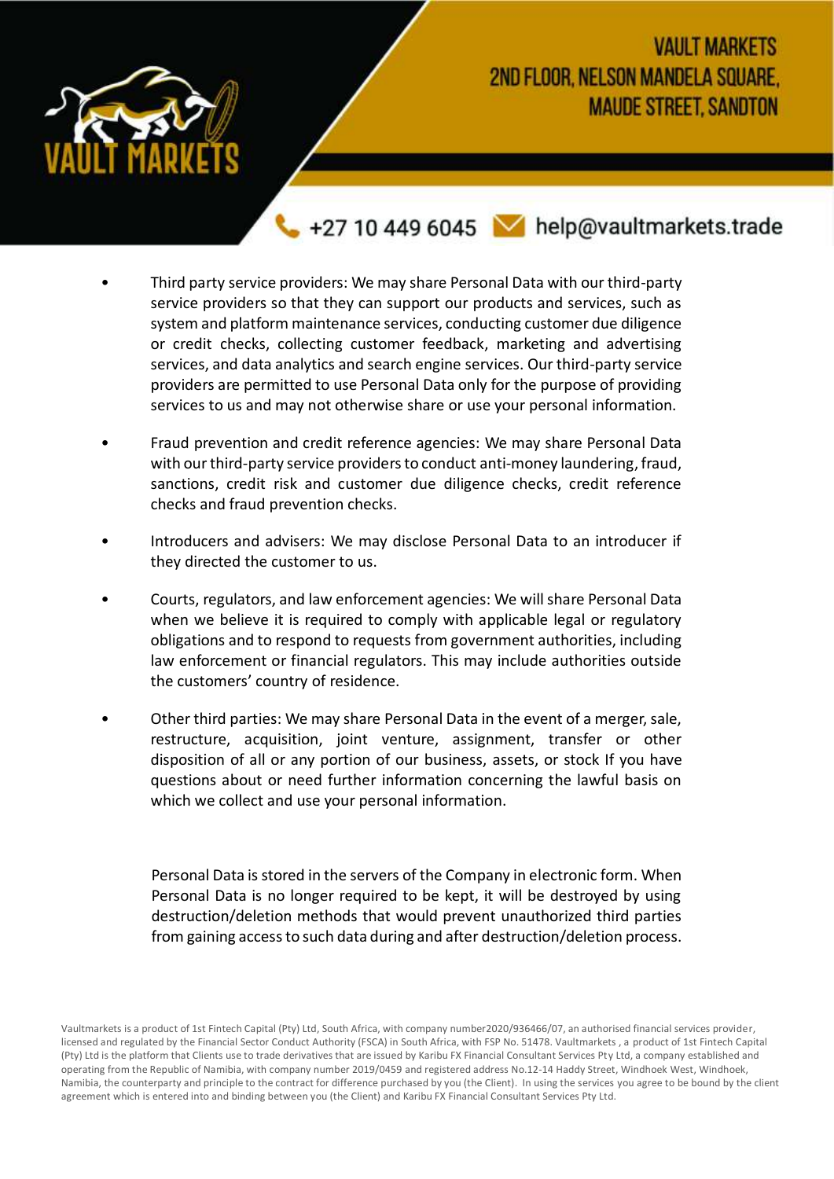- Third party service providers: We may share Personal Data with our third-party service providers so that they can support our products and services, such as system and platform maintenance services, conducting customer due diligence or credit checks, collecting customer feedback, marketing and advertising services, and data analytics and search engine services. Our third-party service providers are permitted to use Personal Data only for the purpose of providing services to us and may not otherwise share or use your personal information.

- Fraud prevention and credit reference agencies: We may share Personal Data with our third-party service providers to conduct anti-money laundering, fraud, sanctions, credit risk and customer due diligence checks, credit reference checks and fraud prevention checks.

- Introducers and advisers: We may disclose Personal Data to an introducer if they directed the customer to us.

- Courts, regulators, and law enforcement agencies: We will share Personal Data when we believe it is required to comply with applicable legal or regulatory obligations and to respond to requests from government authorities, including law enforcement or financial regulators. This may include authorities outside the customers' country of residence.

- Other third parties: We may share Personal Data in the event of a merger, sale, restructure, acquisition, joint venture, assignment, transfer or other disposition of all or any portion of our business, assets, or stock If you have questions about or need further information concerning the lawful basis on which we collect and use your personal information.

Personal Data is stored in the servers of the Company in electronic form. When Personal Data is no longer required to be kept, it will be destroyed by using destruction/deletion methods that would prevent unauthorized third parties from gaining access to such data during and after destruction/deletion process.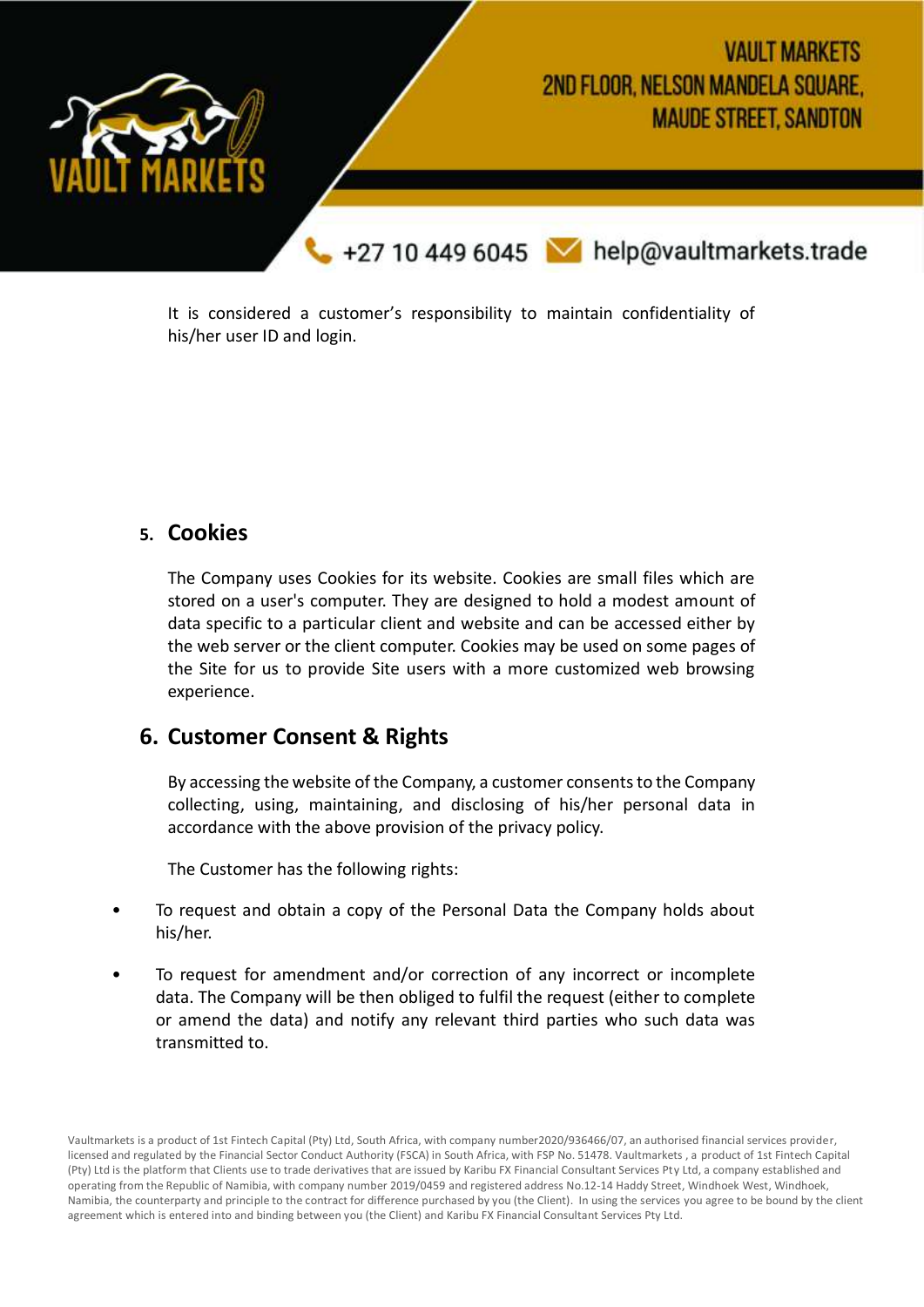It is considered a customer's responsibility to maintain confidentiality of his/her user ID and login.

## 5. Cookies

The Company uses Cookies for its website. Cookies are small files which are stored on a user's computer. They are designed to hold a modest amount of data specific to a particular client and website and can be accessed either by the web server or the client computer. Cookies may be used on some pages of the Site for us to provide Site users with a more customized web browsing experience.

## 6. Customer Consent & Rights

By accessing the website of the Company, a customer consents to the Company collecting, using, maintaining, and disclosing of his/her personal data in accordance with the above provision of the privacy policy.

The Customer has the following rights:

- To request and obtain a copy of the Personal Data the Company holds about his/her.
- To request for amendment and/or correction of any incorrect or incomplete data. The Company will be then obliged to fulfil the request (either to complete or amend the data) and notify any relevant third parties who such data was transmitted to.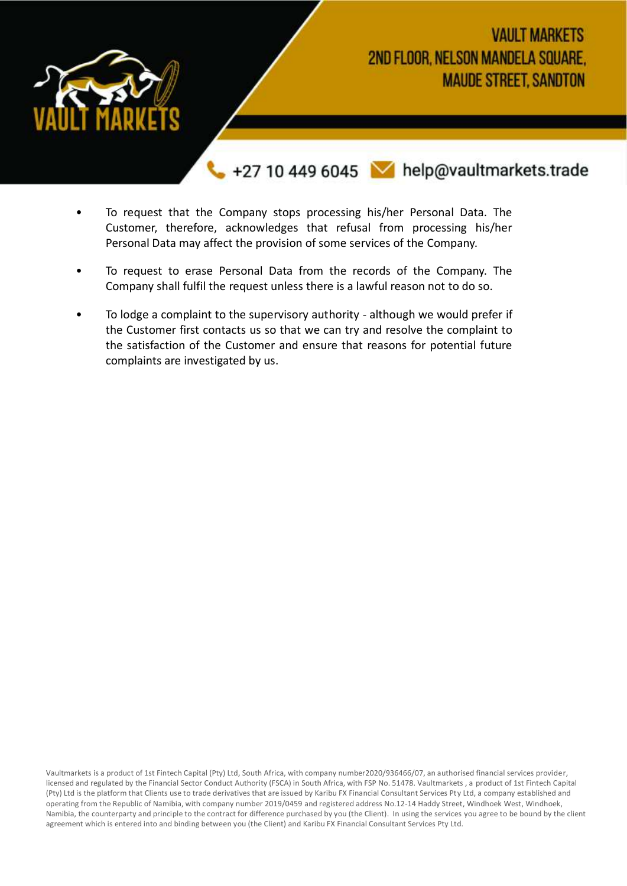- To request that the Company stops processing his/her Personal Data. The Customer, therefore, acknowledges that refusal from processing his/her Personal Data may affect the provision of some services of the Company.

- To request to erase Personal Data from the records of the Company. The Company shall fulfil the request unless there is a lawful reason not to do so.

- To lodge a complaint to the supervisory authority - although we would prefer if the Customer first contacts us so that we can try and resolve the complaint to the satisfaction of the Customer and ensure that reasons for potential future complaints are investigated by us.